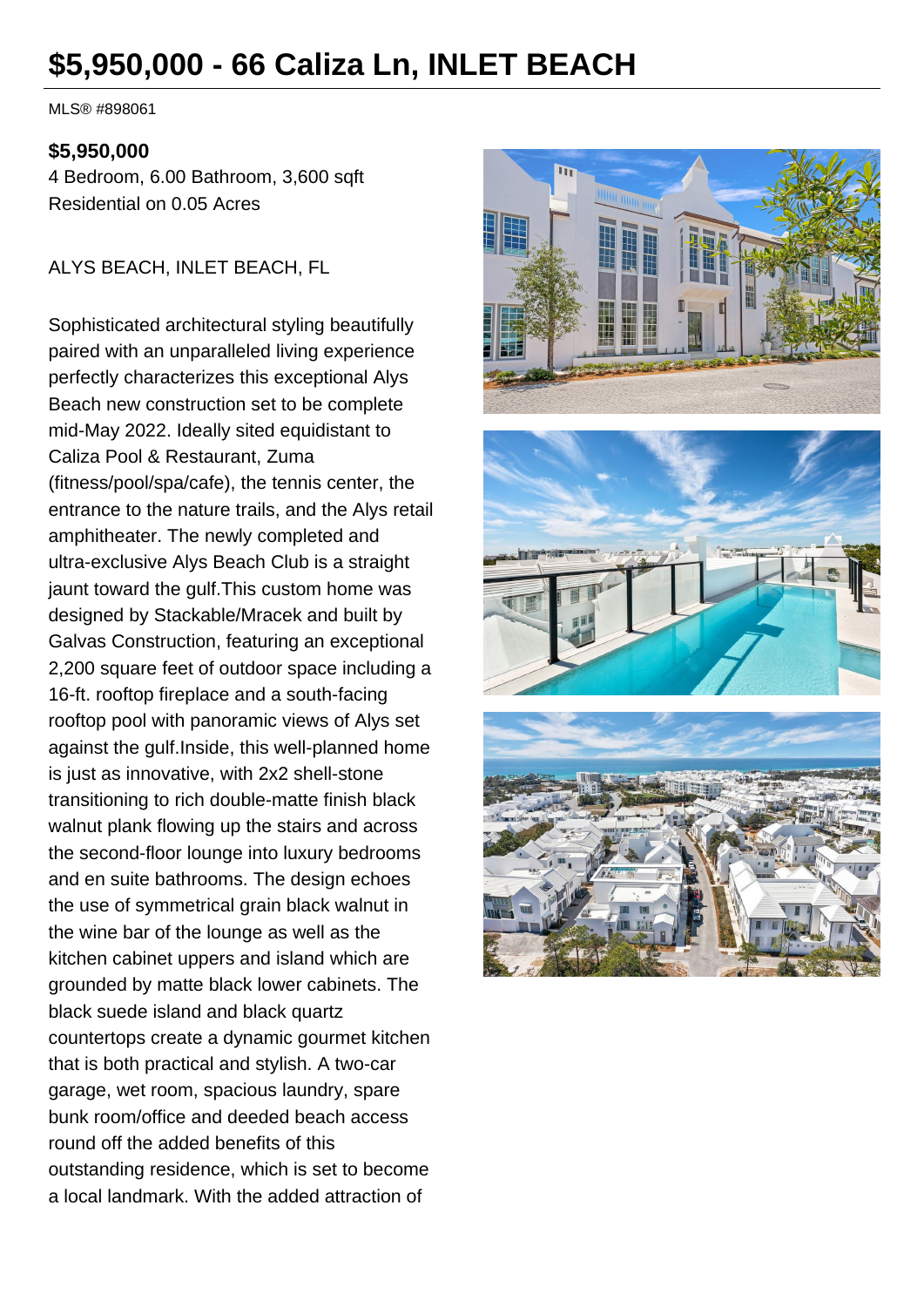# $5,950,000 - 66 Caliza Ln, INLET BEACH

MLS® #898061

**$5,950,000**

4 Bedroom, 6.00 Bathroom, 3,600 sqft
Residential on 0.05 Acres

ALYS BEACH, INLET BEACH, FL

Sophisticated architectural styling beautifully paired with an unparalleled living experience perfectly characterizes this exceptional Alys Beach new construction set to be complete mid-May 2022. Ideally sited equidistant to Caliza Pool & Restaurant, Zuma (fitness/pool/spa/cafe), the tennis center, the entrance to the nature trails, and the Alys retail amphitheater. The newly completed and ultra-exclusive Alys Beach Club is a straight jaunt toward the gulf.This custom home was designed by Stackable/Mracek and built by Galvas Construction, featuring an exceptional 2,200 square feet of outdoor space including a 16-ft. rooftop fireplace and a south-facing rooftop pool with panoramic views of Alys set against the gulf.Inside, this well-planned home is just as innovative, with 2x2 shell-stone transitioning to rich double-matte finish black walnut plank flowing up the stairs and across the second-floor lounge into luxury bedrooms and en suite bathrooms. The design echoes the use of symmetrical grain black walnut in the wine bar of the lounge as well as the kitchen cabinet uppers and island which are grounded by matte black lower cabinets. The black suede island and black quartz countertops create a dynamic gourmet kitchen that is both practical and stylish. A two-car garage, wet room, spacious laundry, spare bunk room/office and deeded beach access round off the added benefits of this outstanding residence, which is set to become a local landmark. With the added attraction of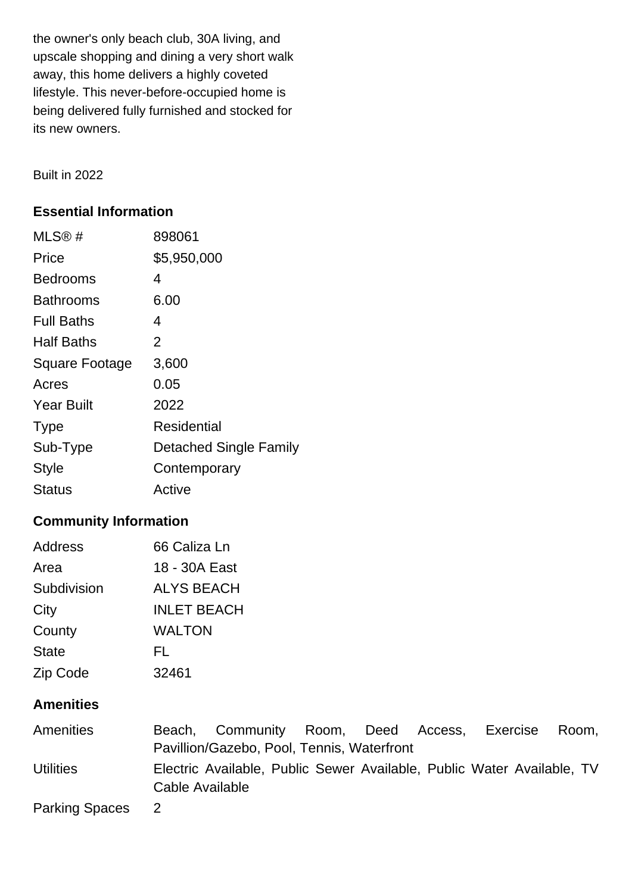the owner's only beach club, 30A living, and upscale shopping and dining a very short walk away, this home delivers a highly coveted lifestyle. This never-before-occupied home is being delivered fully furnished and stocked for its new owners.

Built in 2022

### Essential Information

| | |
|---|---|
| MLS® # | 898061 |
| Price | $5,950,000 |
| Bedrooms | 4 |
| Bathrooms | 6.00 |
| Full Baths | 4 |
| Half Baths | 2 |
| Square Footage | 3,600 |
| Acres | 0.05 |
| Year Built | 2022 |
| Type | Residential |
| Sub-Type | Detached Single Family |
| Style | Contemporary |
| Status | Active |

### Community Information

| | |
|---|---|
| Address | 66 Caliza Ln |
| Area | 18 - 30A East |
| Subdivision | ALYS BEACH |
| City | INLET BEACH |
| County | WALTON |
| State | FL |
| Zip Code | 32461 |

### Amenities

| | |
|---|---|
| Amenities | Beach, Community Room, Deed Access, Exercise Room, Pavillion/Gazebo, Pool, Tennis, Waterfront |
| Utilities | Electric Available, Public Sewer Available, Public Water Available, TV Cable Available |
| Parking Spaces | 2 |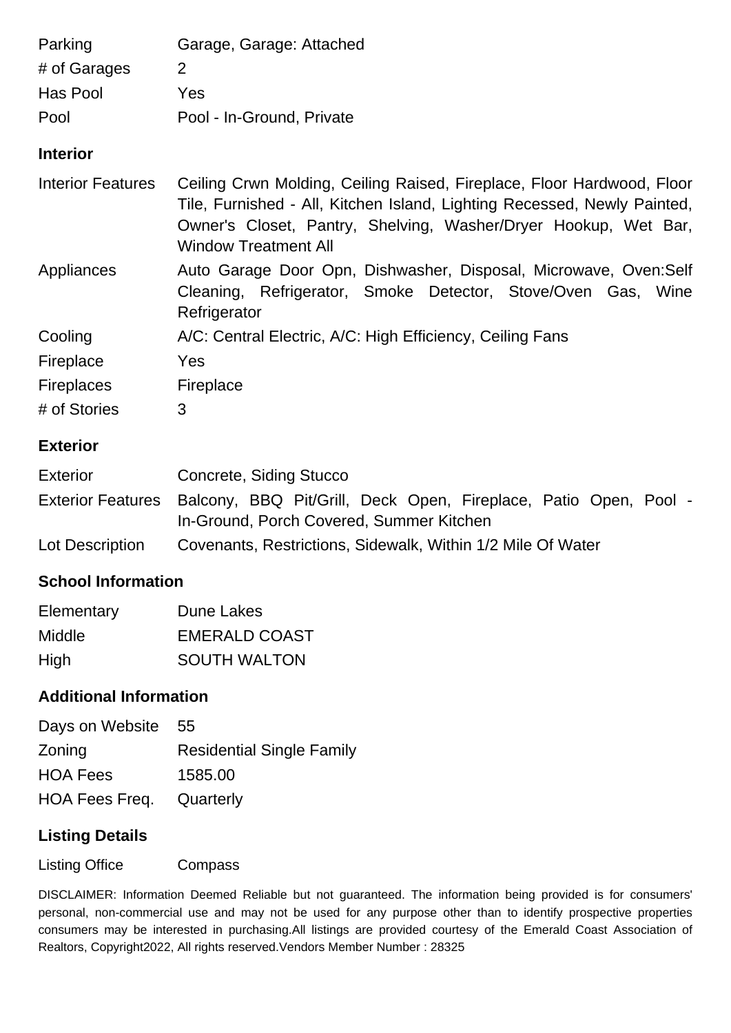| | |
|---|---|
| Parking | Garage, Garage: Attached |
| # of Garages | 2 |
| Has Pool | Yes |
| Pool | Pool - In-Ground, Private |

## Interior

| | |
|---|---|
| Interior Features | Ceiling Crwn Molding, Ceiling Raised, Fireplace, Floor Hardwood, Floor Tile, Furnished - All, Kitchen Island, Lighting Recessed, Newly Painted, Owner's Closet, Pantry, Shelving, Washer/Dryer Hookup, Wet Bar, Window Treatment All |
| Appliances | Auto Garage Door Opn, Dishwasher, Disposal, Microwave, Oven:Self Cleaning, Refrigerator, Smoke Detector, Stove/Oven Gas, Wine Refrigerator |
| Cooling | A/C: Central Electric, A/C: High Efficiency, Ceiling Fans |
| Fireplace | Yes |
| Fireplaces | Fireplace |
| # of Stories | 3 |

## Exterior

| | |
|---|---|
| Exterior | Concrete, Siding Stucco |
| Exterior Features | Balcony, BBQ Pit/Grill, Deck Open, Fireplace, Patio Open, Pool - In-Ground, Porch Covered, Summer Kitchen |
| Lot Description | Covenants, Restrictions, Sidewalk, Within 1/2 Mile Of Water |

## School Information

| | |
|---|---|
| Elementary | Dune Lakes |
| Middle | EMERALD COAST |
| High | SOUTH WALTON |

## Additional Information

| | |
|---|---|
| Days on Website | 55 |
| Zoning | Residential Single Family |
| HOA Fees | 1585.00 |
| HOA Fees Freq. | Quarterly |

## Listing Details

| | |
|---|---|
| Listing Office | Compass |

DISCLAIMER: Information Deemed Reliable but not guaranteed. The information being provided is for consumers' personal, non-commercial use and may not be used for any purpose other than to identify prospective properties consumers may be interested in purchasing.All listings are provided courtesy of the Emerald Coast Association of Realtors, Copyright2022, All rights reserved.Vendors Member Number : 28325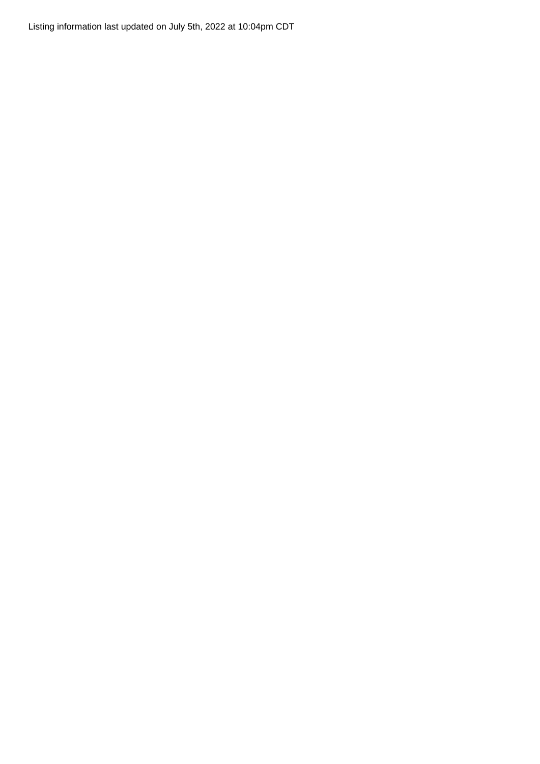Listing information last updated on July 5th, 2022 at 10:04pm CDT